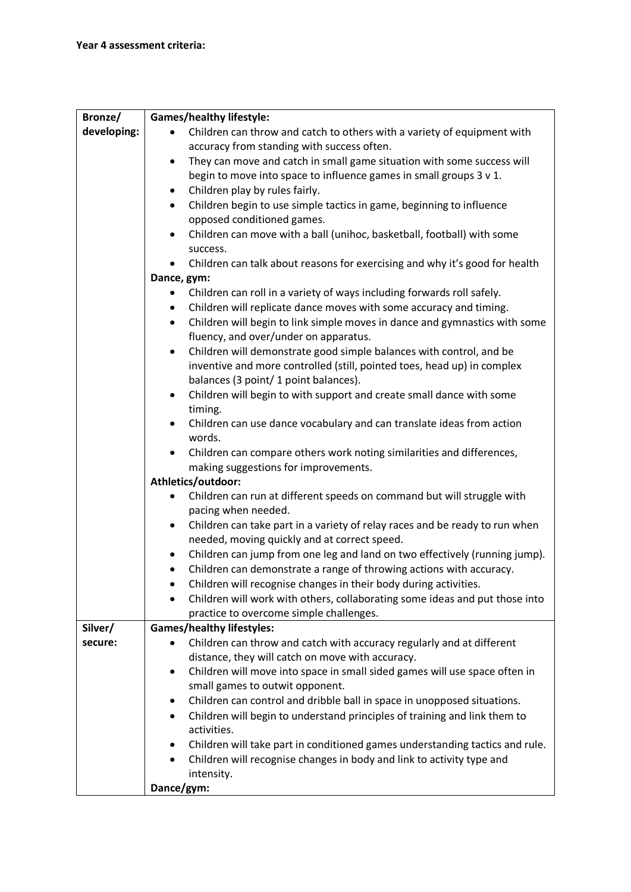**Year 4 assessment criteria:**

<table>
<tr>
<td><b>Bronze/ developing:</b></td>
<td>
<b>Games/healthy lifestyle:</b>
<ul>
<li>Children can throw and catch to others with a variety of equipment with accuracy from standing with success often.</li>
<li>They can move and catch in small game situation with some success will begin to move into space to influence games in small groups 3 v 1.</li>
<li>Children play by rules fairly.</li>
<li>Children begin to use simple tactics in game, beginning to influence opposed conditioned games.</li>
<li>Children can move with a ball (unihoc, basketball, football) with some success.</li>
<li>Children can talk about reasons for exercising and why it's good for health</li>
</ul>
<b>Dance, gym:</b>
<ul>
<li>Children can roll in a variety of ways including forwards roll safely.</li>
<li>Children will replicate dance moves with some accuracy and timing.</li>
<li>Children will begin to link simple moves in dance and gymnastics with some fluency, and over/under on apparatus.</li>
<li>Children will demonstrate good simple balances with control, and be inventive and more controlled (still, pointed toes, head up) in complex balances (3 point/ 1 point balances).</li>
<li>Children will begin to with support and create small dance with some timing.</li>
<li>Children can use dance vocabulary and can translate ideas from action words.</li>
<li>Children can compare others work noting similarities and differences, making suggestions for improvements.</li>
</ul>
<b>Athletics/outdoor:</b>
<ul>
<li>Children can run at different speeds on command but will struggle with pacing when needed.</li>
<li>Children can take part in a variety of relay races and be ready to run when needed, moving quickly and at correct speed.</li>
<li>Children can jump from one leg and land on two effectively (running jump).</li>
<li>Children can demonstrate a range of throwing actions with accuracy.</li>
<li>Children will recognise changes in their body during activities.</li>
<li>Children will work with others, collaborating some ideas and put those into practice to overcome simple challenges.</li>
</ul>
</td>
</tr>
<tr>
<td><b>Silver/ secure:</b></td>
<td>
<b>Games/healthy lifestyles:</b>
<ul>
<li>Children can throw and catch with accuracy regularly and at different distance, they will catch on move with accuracy.</li>
<li>Children will move into space in small sided games will use space often in small games to outwit opponent.</li>
<li>Children can control and dribble ball in space in unopposed situations.</li>
<li>Children will begin to understand principles of training and link them to activities.</li>
<li>Children will take part in conditioned games understanding tactics and rule.</li>
<li>Children will recognise changes in body and link to activity type and intensity.</li>
</ul>
<b>Dance/gym:</b>
</td>
</tr>
</table>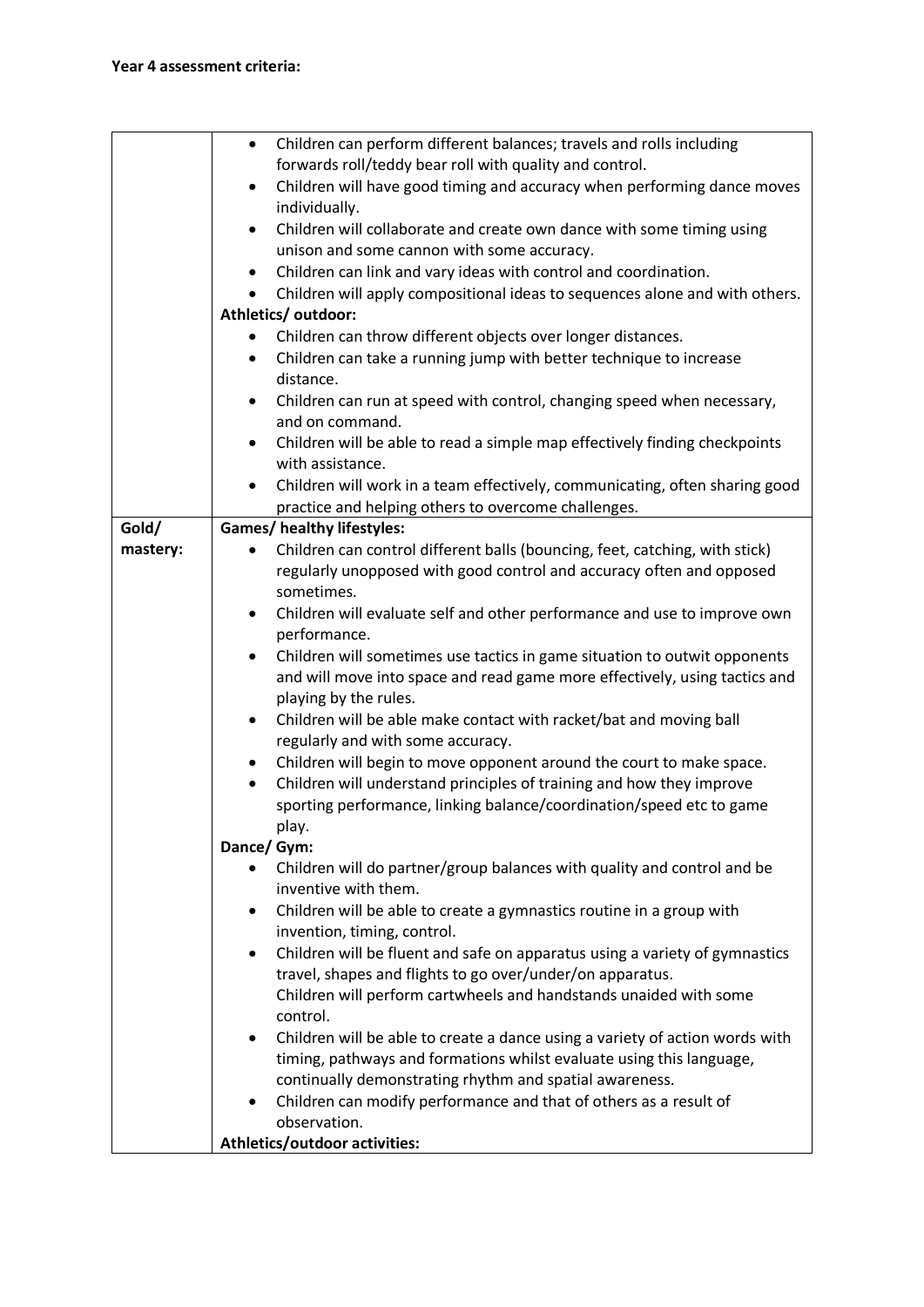**Year 4 assessment criteria:**

<table>
<tr>
<td></td>
<td>

- Children can perform different balances; travels and rolls including forwards roll/teddy bear roll with quality and control.
- Children will have good timing and accuracy when performing dance moves individually.
- Children will collaborate and create own dance with some timing using unison and some cannon with some accuracy.
- Children can link and vary ideas with control and coordination.
- Children will apply compositional ideas to sequences alone and with others.

**Athletics/ outdoor:**

- Children can throw different objects over longer distances.
- Children can take a running jump with better technique to increase distance.
- Children can run at speed with control, changing speed when necessary, and on command.
- Children will be able to read a simple map effectively finding checkpoints with assistance.
- Children will work in a team effectively, communicating, often sharing good practice and helping others to overcome challenges.

</td>
</tr>
<tr>
<td><b>Gold/ mastery:</b></td>
<td>

**Games/ healthy lifestyles:**

- Children can control different balls (bouncing, feet, catching, with stick) regularly unopposed with good control and accuracy often and opposed sometimes.
- Children will evaluate self and other performance and use to improve own performance.
- Children will sometimes use tactics in game situation to outwit opponents and will move into space and read game more effectively, using tactics and playing by the rules.
- Children will be able make contact with racket/bat and moving ball regularly and with some accuracy.
- Children will begin to move opponent around the court to make space.
- Children will understand principles of training and how they improve sporting performance, linking balance/coordination/speed etc to game play.

**Dance/ Gym:**

- Children will do partner/group balances with quality and control and be inventive with them.
- Children will be able to create a gymnastics routine in a group with invention, timing, control.
- Children will be fluent and safe on apparatus using a variety of gymnastics travel, shapes and flights to go over/under/on apparatus.
  Children will perform cartwheels and handstands unaided with some control.
- Children will be able to create a dance using a variety of action words with timing, pathways and formations whilst evaluate using this language, continually demonstrating rhythm and spatial awareness.
- Children can modify performance and that of others as a result of observation.

**Athletics/outdoor activities:**

</td>
</tr>
</table>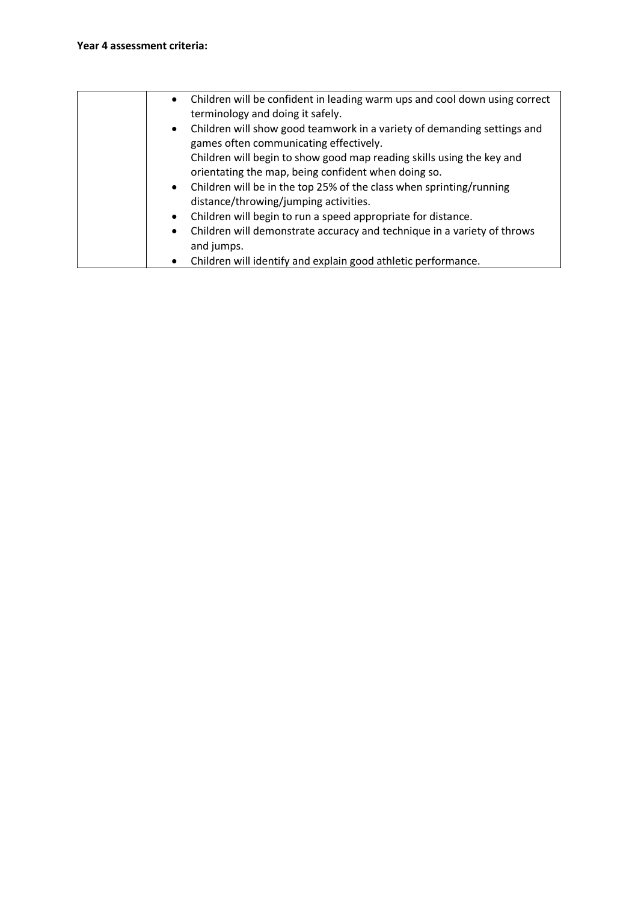**Year 4 assessment criteria:**

| | |
|---|---|
| | • Children will be confident in leading warm ups and cool down using correct terminology and doing it safely.<br>• Children will show good teamwork in a variety of demanding settings and games often communicating effectively.<br>Children will begin to show good map reading skills using the key and orientating the map, being confident when doing so.<br>• Children will be in the top 25% of the class when sprinting/running distance/throwing/jumping activities.<br>• Children will begin to run a speed appropriate for distance.<br>• Children will demonstrate accuracy and technique in a variety of throws and jumps.<br>• Children will identify and explain good athletic performance. |